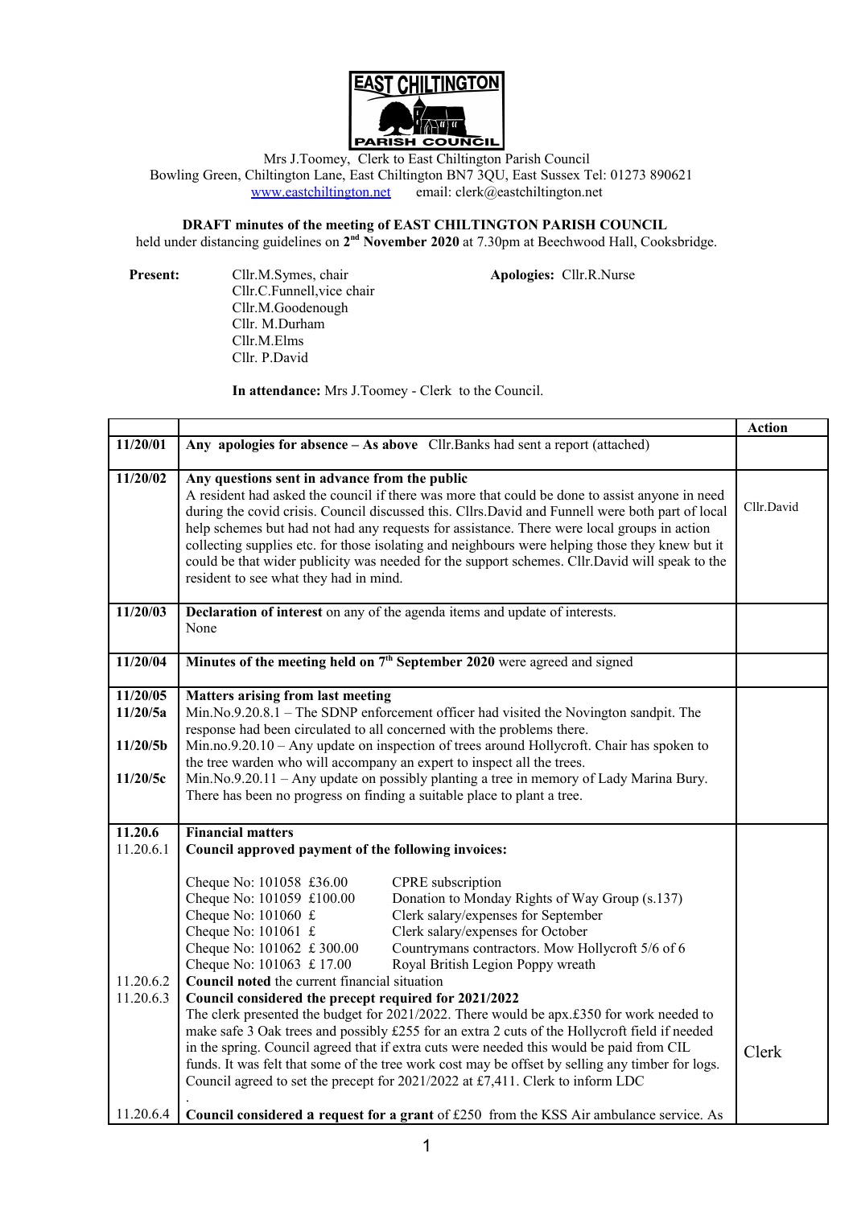EAST CHILTINGTON PARISH COUNCIL

Mrs J.Toomey, Clerk to East Chiltington Parish Council
Bowling Green, Chiltington Lane, East Chiltington BN7 3QU, East Sussex Tel: 01273 890621
www.eastchiltington.net email: clerk@eastchiltington.net

**DRAFT minutes of the meeting of EAST CHILTINGTON PARISH COUNCIL**
held under distancing guidelines on **2nd November 2020** at 7.30pm at Beechwood Hall, Cooksbridge.

**Present:** Cllr.M.Symes, chair
Cllr.C.Funnell,vice chair
Cllr.M.Goodenough
Cllr. M.Durham
Cllr.M.Elms
Cllr. P.David

**Apologies:** Cllr.R.Nurse

**In attendance:** Mrs J.Toomey - Clerk to the Council.

| | | Action |
|---|---|---|
| 11/20/01 | **Any apologies for absence – As above** Cllr.Banks had sent a report (attached) | |
| 11/20/02 | **Any questions sent in advance from the public**<br>A resident had asked the council if there was more that could be done to assist anyone in need during the covid crisis. Council discussed this. Cllrs.David and Funnell were both part of local help schemes but had not had any requests for assistance. There were local groups in action collecting supplies etc. for those isolating and neighbours were helping those they knew but it could be that wider publicity was needed for the support schemes. Cllr.David will speak to the resident to see what they had in mind. | Cllr.David |
| 11/20/03 | **Declaration of interest** on any of the agenda items and update of interests.<br>None | |
| 11/20/04 | **Minutes of the meeting held on 7th September 2020** were agreed and signed | |
| 11/20/05<br>11/20/5a<br><br>11/20/5b<br><br>11/20/5c | **Matters arising from last meeting**<br>Min.No.9.20.8.1 – The SDNP enforcement officer had visited the Novington sandpit. The response had been circulated to all concerned with the problems there.<br>Min.no.9.20.10 – Any update on inspection of trees around Hollycroft. Chair has spoken to the tree warden who will accompany an expert to inspect all the trees.<br>Min.No.9.20.11 – Any update on possibly planting a tree in memory of Lady Marina Bury. There has been no progress on finding a suitable place to plant a tree. | |
| **11.20.6**<br>11.20.6.1<br><br><br><br><br><br><br><br>11.20.6.2<br>11.20.6.3<br><br><br><br><br><br><br>11.20.6.4 | **Financial matters**<br>**Council approved payment of the following invoices:**<br><br>Cheque No: 101058 £36.00 CPRE subscription<br>Cheque No: 101059 £100.00 Donation to Monday Rights of Way Group (s.137)<br>Cheque No: 101060 £ Clerk salary/expenses for September<br>Cheque No: 101061 £ Clerk salary/expenses for October<br>Cheque No: 101062 £ 300.00 Countrymans contractors. Mow Hollycroft 5/6 of 6<br>Cheque No: 101063 £ 17.00 Royal British Legion Poppy wreath<br>**Council noted** the current financial situation<br>**Council considered the precept required for 2021/2022**<br>The clerk presented the budget for 2021/2022. There would be apx.£350 for work needed to make safe 3 Oak trees and possibly £255 for an extra 2 cuts of the Hollycroft field if needed in the spring. Council agreed that if extra cuts were needed this would be paid from CIL funds. It was felt that some of the tree work cost may be offset by selling any timber for logs. Council agreed to set the precept for 2021/2022 at £7,411. Clerk to inform LDC<br>.<br>**Council considered a request for a grant** of £250 from the KSS Air ambulance service. As | Clerk |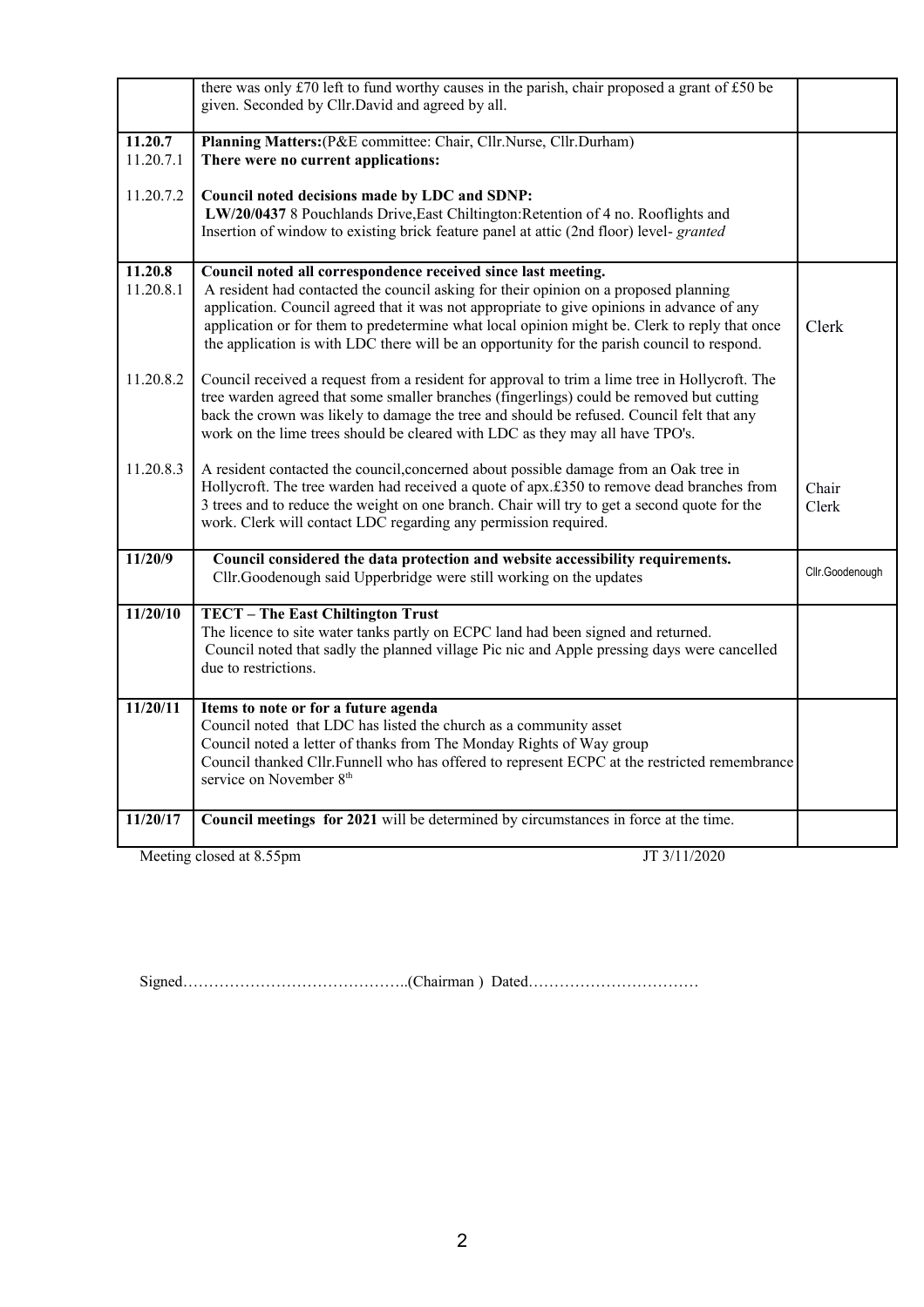| | | |
|---|---|---|
| | there was only £70 left to fund worthy causes in the parish, chair proposed a grant of £50 be given. Seconded by Cllr.David and agreed by all. | |
| **11.20.7**<br>11.20.7.1<br><br>11.20.7.2 | **Planning Matters:**(P&E committee: Chair, Cllr.Nurse, Cllr.Durham)<br>**There were no current applications:**<br><br>**Council noted decisions made by LDC and SDNP:**<br>**LW/20/0437** 8 Pouchlands Drive,East Chiltington:Retention of 4 no. Rooflights and Insertion of window to existing brick feature panel at attic (2nd floor) level- *granted* | |
| **11.20.8**<br>11.20.8.1 | **Council noted all correspondence received since last meeting.**<br>A resident had contacted the council asking for their opinion on a proposed planning application. Council agreed that it was not appropriate to give opinions in advance of any application or for them to predetermine what local opinion might be. Clerk to reply that once the application is with LDC there will be an opportunity for the parish council to respond. | Clerk |
| 11.20.8.2 | Council received a request from a resident for approval to trim a lime tree in Hollycroft. The tree warden agreed that some smaller branches (fingerlings) could be removed but cutting back the crown was likely to damage the tree and should be refused. Council felt that any work on the lime trees should be cleared with LDC as they may all have TPO's. | |
| 11.20.8.3 | A resident contacted the council,concerned about possible damage from an Oak tree in Hollycroft. The tree warden had received a quote of apx.£350 to remove dead branches from 3 trees and to reduce the weight on one branch. Chair will try to get a second quote for the work. Clerk will contact LDC regarding any permission required. | Chair<br>Clerk |
| **11/20/9** | **Council considered the data protection and website accessibility requirements.**<br>Cllr.Goodenough said Upperbridge were still working on the updates | Cllr.Goodenough |
| **11/20/10** | **TECT – The East Chiltington Trust**<br>The licence to site water tanks partly on ECPC land had been signed and returned.<br>Council noted that sadly the planned village Pic nic and Apple pressing days were cancelled due to restrictions. | |
| **11/20/11** | **Items to note or for a future agenda**<br>Council noted that LDC has listed the church as a community asset<br>Council noted a letter of thanks from The Monday Rights of Way group<br>Council thanked Cllr.Funnell who has offered to represent ECPC at the restricted remembrance service on November 8th | |
| **11/20/17** | **Council meetings for 2021** will be determined by circumstances in force at the time. | |

Meeting closed at 8.55pm JT 3/11/2020

Signed……………………………………..(Chairman ) Dated……………………………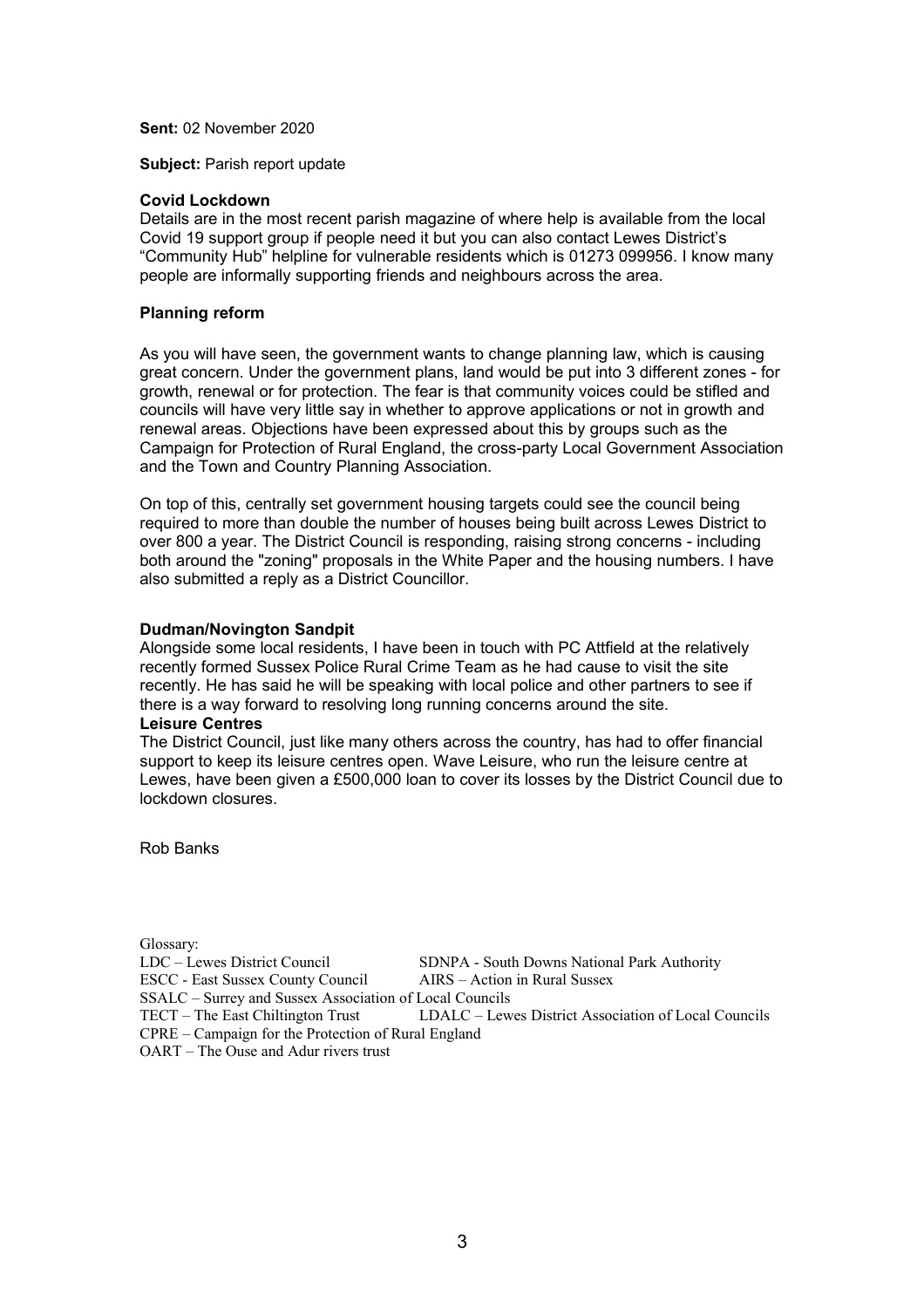**Sent:** 02 November 2020

**Subject:** Parish report update

**Covid Lockdown**

Details are in the most recent parish magazine of where help is available from the local Covid 19 support group if people need it but you can also contact Lewes District's "Community Hub" helpline for vulnerable residents which is 01273 099956. I know many people are informally supporting friends and neighbours across the area.

**Planning reform**

As you will have seen, the government wants to change planning law, which is causing great concern. Under the government plans, land would be put into 3 different zones - for growth, renewal or for protection. The fear is that community voices could be stifled and councils will have very little say in whether to approve applications or not in growth and renewal areas. Objections have been expressed about this by groups such as the Campaign for Protection of Rural England, the cross-party Local Government Association and the Town and Country Planning Association.

On top of this, centrally set government housing targets could see the council being required to more than double the number of houses being built across Lewes District to over 800 a year. The District Council is responding, raising strong concerns - including both around the "zoning" proposals in the White Paper and the housing numbers. I have also submitted a reply as a District Councillor.

**Dudman/Novington Sandpit**

Alongside some local residents, I have been in touch with PC Attfield at the relatively recently formed Sussex Police Rural Crime Team as he had cause to visit the site recently. He has said he will be speaking with local police and other partners to see if there is a way forward to resolving long running concerns around the site.

**Leisure Centres**

The District Council, just like many others across the country, has had to offer financial support to keep its leisure centres open. Wave Leisure, who run the leisure centre at Lewes, have been given a £500,000 loan to cover its losses by the District Council due to lockdown closures.

Rob Banks

Glossary:

LDC – Lewes District Council
SDNPA - South Downs National Park Authority
ESCC - East Sussex County Council
AIRS – Action in Rural Sussex
SSALC – Surrey and Sussex Association of Local Councils
TECT – The East Chiltington Trust
LDALC – Lewes District Association of Local Councils
CPRE – Campaign for the Protection of Rural England
OART – The Ouse and Adur rivers trust